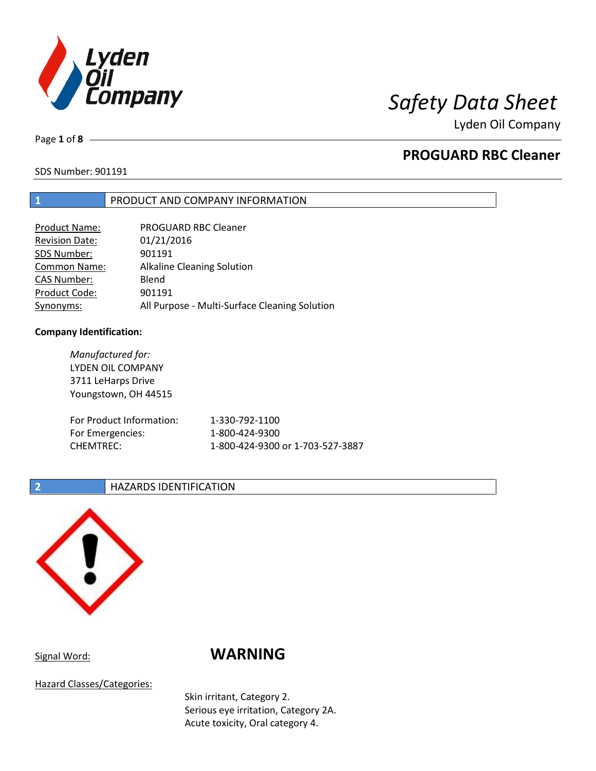# Safety Data Sheet

Lyden Oil Company

## PROGUARD RBC Cleaner

SDS Number: 901191

## 1 PRODUCT AND COMPANY INFORMATION

| | |
|---|---|
| Product Name: | PROGUARD RBC Cleaner |
| Revision Date: | 01/21/2016 |
| SDS Number: | 901191 |
| Common Name: | Alkaline Cleaning Solution |
| CAS Number: | Blend |
| Product Code: | 901191 |
| Synonyms: | All Purpose - Multi-Surface Cleaning Solution |

**Company Identification:**

*Manufactured for:*
LYDEN OIL COMPANY
3711 LeHarps Drive
Youngstown, OH 44515

| | |
|---|---|
| For Product Information: | 1-330-792-1100 |
| For Emergencies: | 1-800-424-9300 |
| CHEMTREC: | 1-800-424-9300 or 1-703-527-3887 |

## 2 HAZARDS IDENTIFICATION

Signal Word: **WARNING**

Hazard Classes/Categories:

Skin irritant, Category 2.
Serious eye irritation, Category 2A.
Acute toxicity, Oral category 4.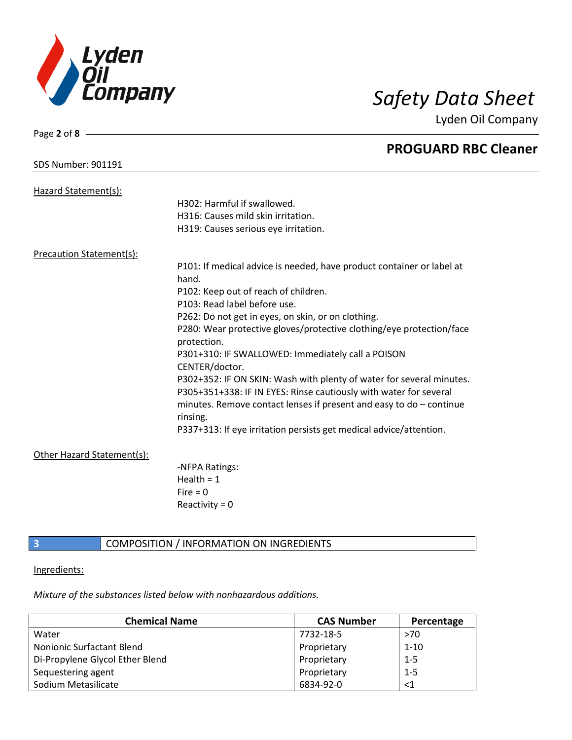Hazard Statement(s):

H302: Harmful if swallowed.
H316: Causes mild skin irritation.
H319: Causes serious eye irritation.

Precaution Statement(s):

P101: If medical advice is needed, have product container or label at hand.
P102: Keep out of reach of children.
P103: Read label before use.
P262: Do not get in eyes, on skin, or on clothing.
P280: Wear protective gloves/protective clothing/eye protection/face protection.
P301+310: IF SWALLOWED: Immediately call a POISON CENTER/doctor.
P302+352: IF ON SKIN: Wash with plenty of water for several minutes.
P305+351+338: IF IN EYES: Rinse cautiously with water for several minutes. Remove contact lenses if present and easy to do – continue rinsing.
P337+313: If eye irritation persists get medical advice/attention.

Other Hazard Statement(s):

-NFPA Ratings:
Health = 1
Fire = 0
Reactivity = 0

## 3 COMPOSITION / INFORMATION ON INGREDIENTS

Ingredients:

*Mixture of the substances listed below with nonhazardous additions.*

| Chemical Name | CAS Number | Percentage |
|---|---|---|
| Water | 7732-18-5 | >70 |
| Nonionic Surfactant Blend | Proprietary | 1-10 |
| Di-Propylene Glycol Ether Blend | Proprietary | 1-5 |
| Sequestering agent | Proprietary | 1-5 |
| Sodium Metasilicate | 6834-92-0 | <1 |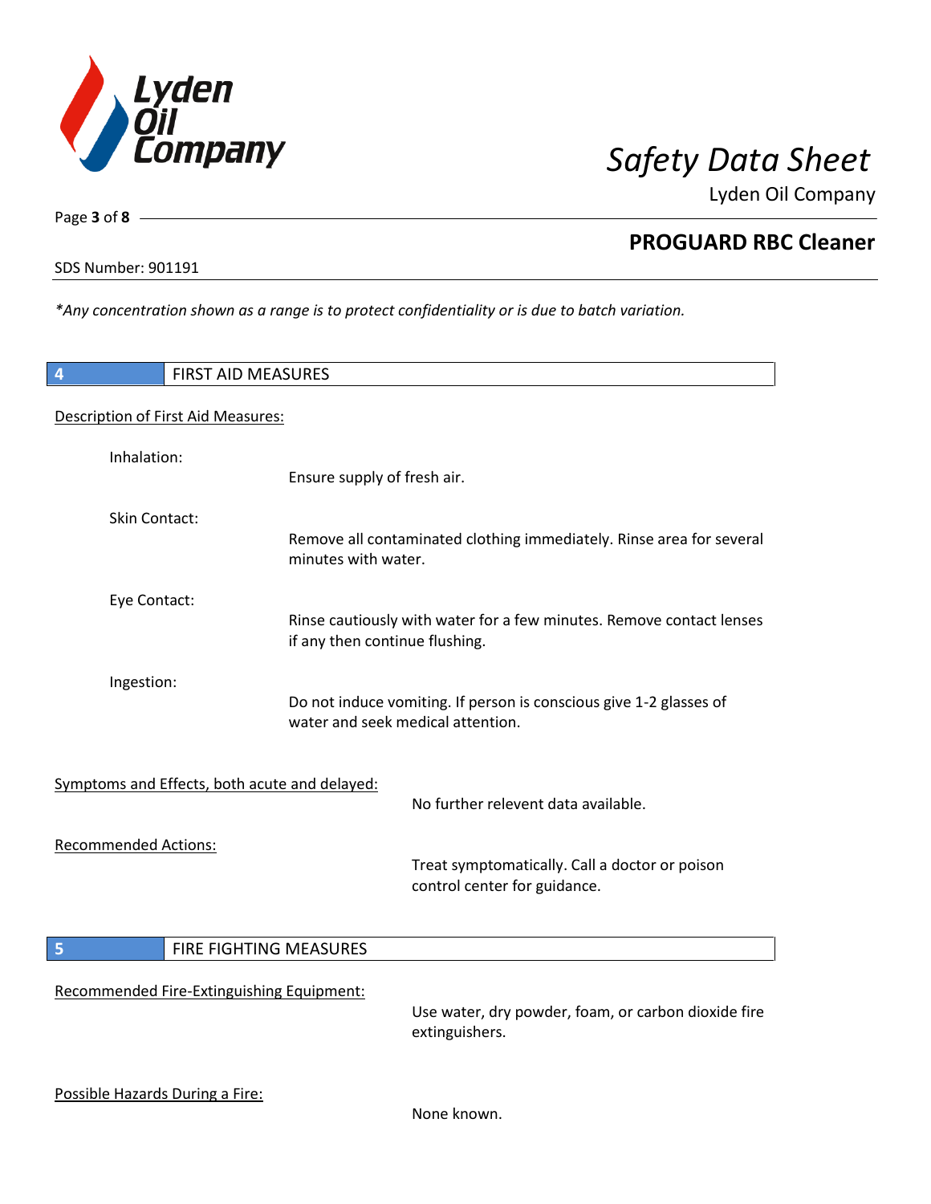*Any concentration shown as a range is to protect confidentiality or is due to batch variation.

## 4 FIRST AID MEASURES

Description of First Aid Measures:

Inhalation:
Ensure supply of fresh air.

Skin Contact:
Remove all contaminated clothing immediately. Rinse area for several minutes with water.

Eye Contact:
Rinse cautiously with water for a few minutes. Remove contact lenses if any then continue flushing.

Ingestion:
Do not induce vomiting. If person is conscious give 1-2 glasses of water and seek medical attention.

Symptoms and Effects, both acute and delayed:
No further relevent data available.

Recommended Actions:
Treat symptomatically. Call a doctor or poison control center for guidance.

## 5 FIRE FIGHTING MEASURES

Recommended Fire-Extinguishing Equipment:
Use water, dry powder, foam, or carbon dioxide fire extinguishers.

Possible Hazards During a Fire:
None known.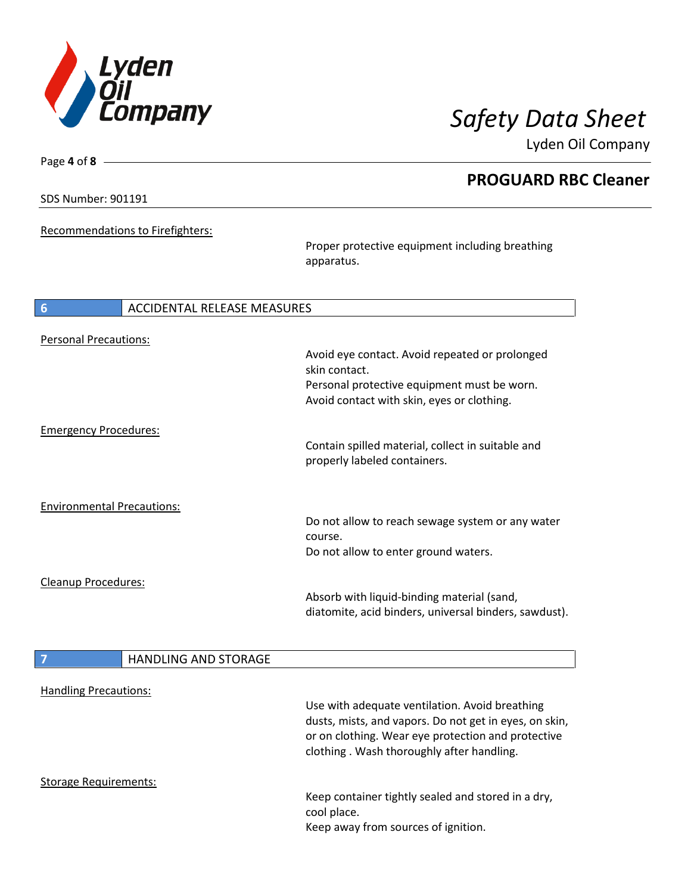**Recommendations to Firefighters:**

Proper protective equipment including breathing apparatus.

## 6 ACCIDENTAL RELEASE MEASURES

**Personal Precautions:**

Avoid eye contact. Avoid repeated or prolonged skin contact.
Personal protective equipment must be worn.
Avoid contact with skin, eyes or clothing.

**Emergency Procedures:**

Contain spilled material, collect in suitable and properly labeled containers.

**Environmental Precautions:**

Do not allow to reach sewage system or any water course.
Do not allow to enter ground waters.

**Cleanup Procedures:**

Absorb with liquid-binding material (sand, diatomite, acid binders, universal binders, sawdust).

## 7 HANDLING AND STORAGE

**Handling Precautions:**

Use with adequate ventilation. Avoid breathing dusts, mists, and vapors. Do not get in eyes, on skin, or on clothing. Wear eye protection and protective clothing . Wash thoroughly after handling.

**Storage Requirements:**

Keep container tightly sealed and stored in a dry, cool place.
Keep away from sources of ignition.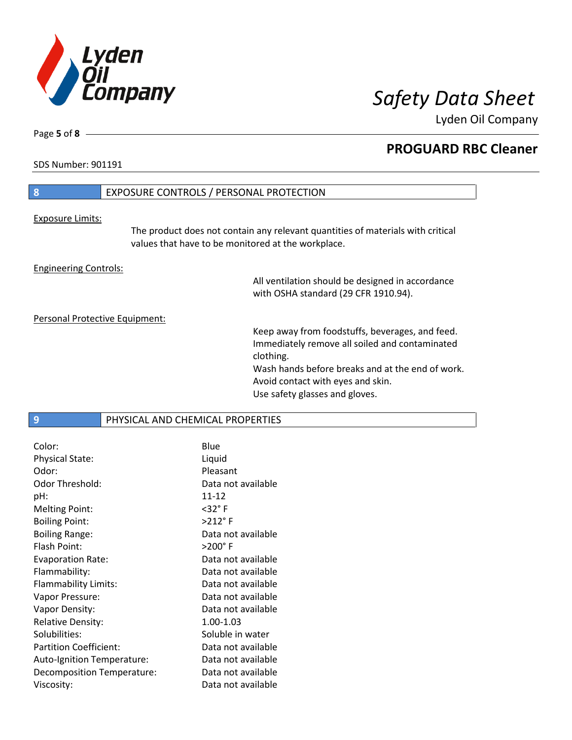## 8 EXPOSURE CONTROLS / PERSONAL PROTECTION

Exposure Limits:

The product does not contain any relevant quantities of materials with critical values that have to be monitored at the workplace.

Engineering Controls:

All ventilation should be designed in accordance with OSHA standard (29 CFR 1910.94).

Personal Protective Equipment:

Keep away from foodstuffs, beverages, and feed.
Immediately remove all soiled and contaminated clothing.
Wash hands before breaks and at the end of work.
Avoid contact with eyes and skin.
Use safety glasses and gloves.

## 9 PHYSICAL AND CHEMICAL PROPERTIES

| | |
|---|---|
| Color: | Blue |
| Physical State: | Liquid |
| Odor: | Pleasant |
| Odor Threshold: | Data not available |
| pH: | 11-12 |
| Melting Point: | <32° F |
| Boiling Point: | >212° F |
| Boiling Range: | Data not available |
| Flash Point: | >200° F |
| Evaporation Rate: | Data not available |
| Flammability: | Data not available |
| Flammability Limits: | Data not available |
| Vapor Pressure: | Data not available |
| Vapor Density: | Data not available |
| Relative Density: | 1.00-1.03 |
| Solubilities: | Soluble in water |
| Partition Coefficient: | Data not available |
| Auto-Ignition Temperature: | Data not available |
| Decomposition Temperature: | Data not available |
| Viscosity: | Data not available |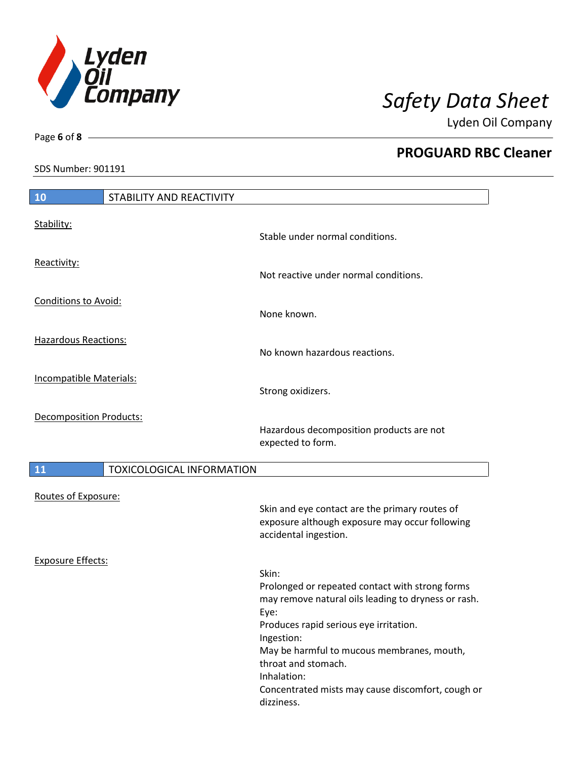## 10 STABILITY AND REACTIVITY

Stability:
: Stable under normal conditions.

Reactivity:
: Not reactive under normal conditions.

Conditions to Avoid:
: None known.

Hazardous Reactions:
: No known hazardous reactions.

Incompatible Materials:
: Strong oxidizers.

Decomposition Products:
: Hazardous decomposition products are not expected to form.

## 11 TOXICOLOGICAL INFORMATION

Routes of Exposure:
: Skin and eye contact are the primary routes of exposure although exposure may occur following accidental ingestion.

Exposure Effects:

Skin:
Prolonged or repeated contact with strong forms may remove natural oils leading to dryness or rash.

Eye:
Produces rapid serious eye irritation.

Ingestion:
May be harmful to mucous membranes, mouth, throat and stomach.

Inhalation:
Concentrated mists may cause discomfort, cough or dizziness.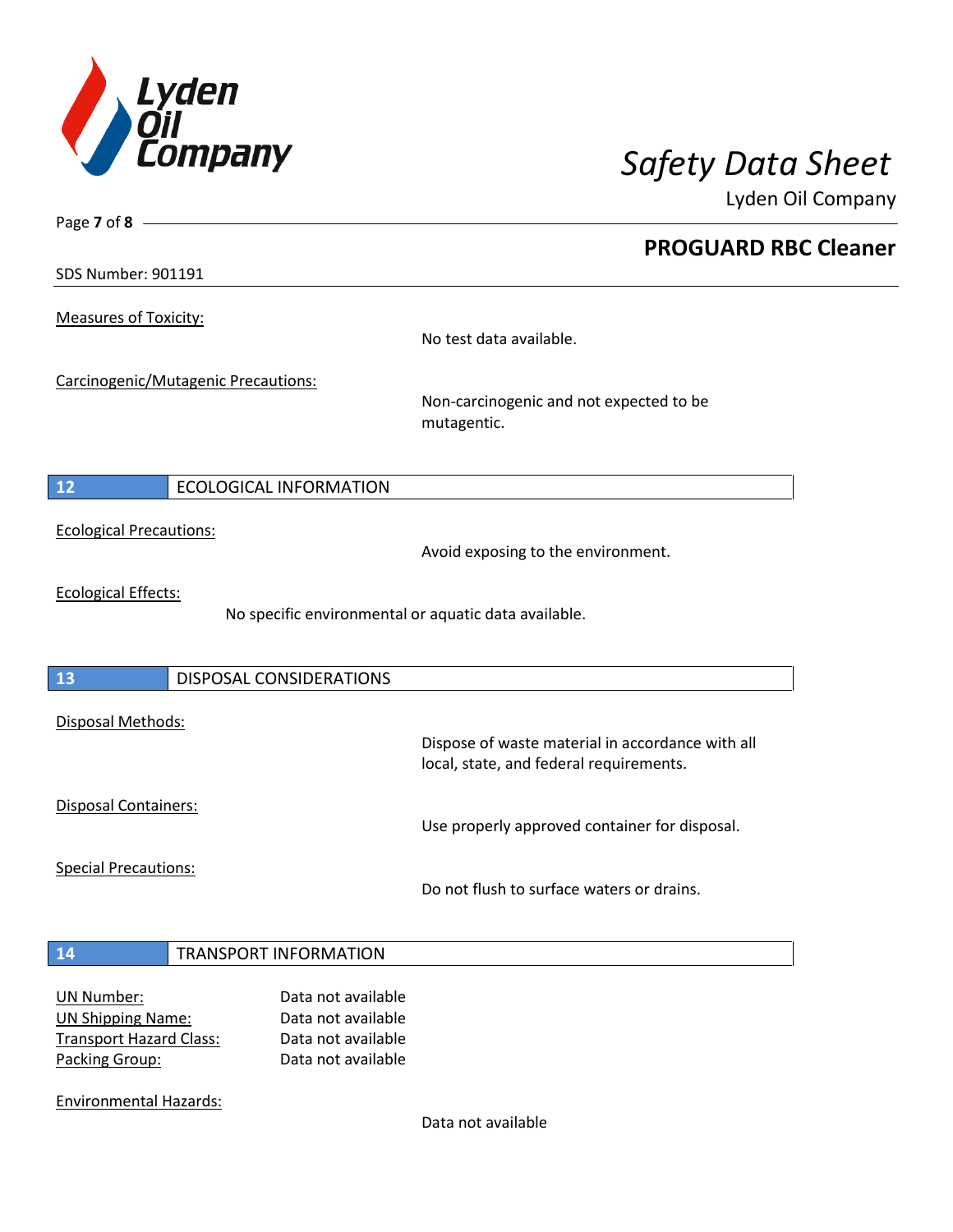Measures of Toxicity:

No test data available.

Carcinogenic/Mutagenic Precautions:

Non-carcinogenic and not expected to be mutagentic.

## 12 ECOLOGICAL INFORMATION

Ecological Precautions:

Avoid exposing to the environment.

Ecological Effects:

No specific environmental or aquatic data available.

## 13 DISPOSAL CONSIDERATIONS

Disposal Methods:

Dispose of waste material in accordance with all local, state, and federal requirements.

Disposal Containers:

Use properly approved container for disposal.

Special Precautions:

Do not flush to surface waters or drains.

## 14 TRANSPORT INFORMATION

| | |
|---|---|
| UN Number: | Data not available |
| UN Shipping Name: | Data not available |
| Transport Hazard Class: | Data not available |
| Packing Group: | Data not available |

Environmental Hazards:

Data not available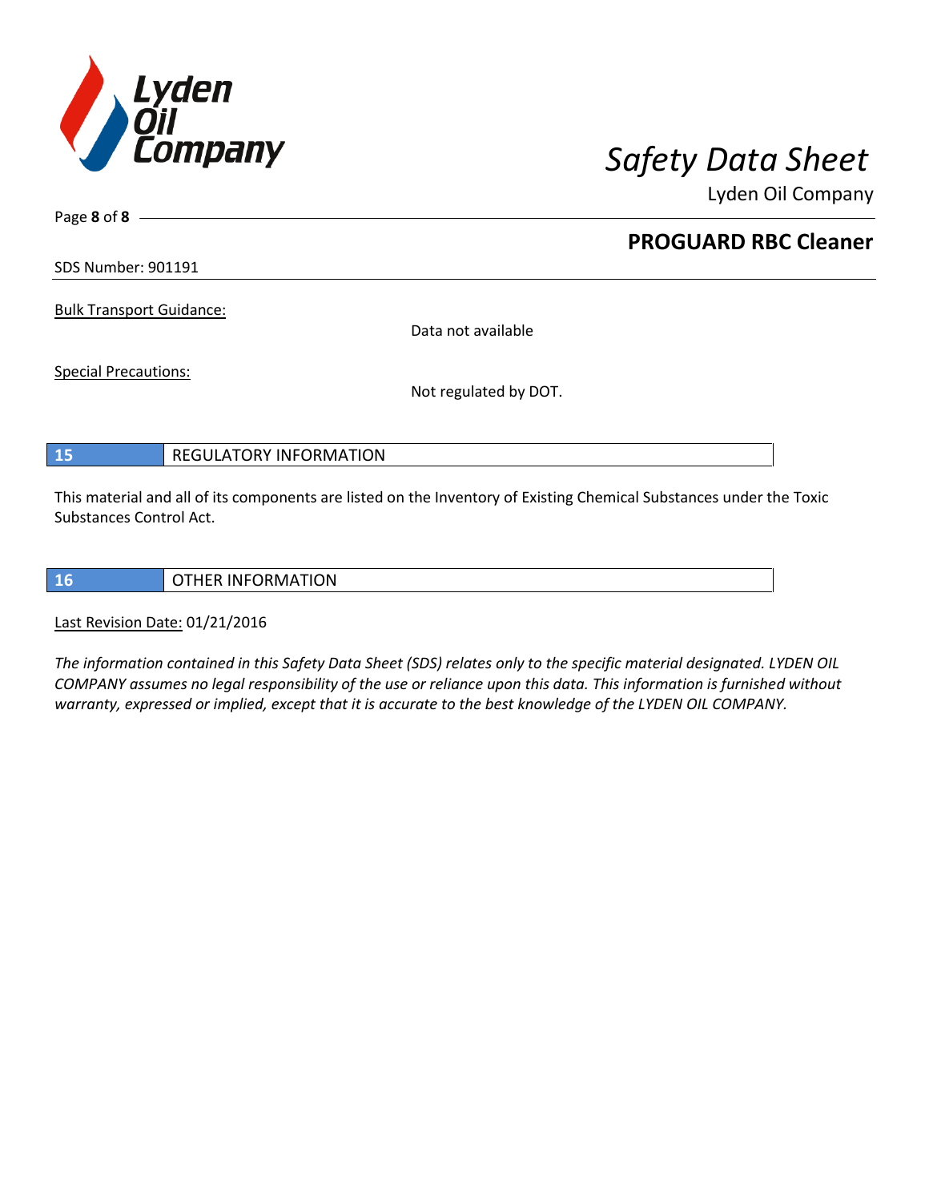Bulk Transport Guidance:

Data not available

Special Precautions:

Not regulated by DOT.

## 15 REGULATORY INFORMATION

This material and all of its components are listed on the Inventory of Existing Chemical Substances under the Toxic Substances Control Act.

## 16 OTHER INFORMATION

Last Revision Date: 01/21/2016

*The information contained in this Safety Data Sheet (SDS) relates only to the specific material designated. LYDEN OIL COMPANY assumes no legal responsibility of the use or reliance upon this data. This information is furnished without warranty, expressed or implied, except that it is accurate to the best knowledge of the LYDEN OIL COMPANY.*